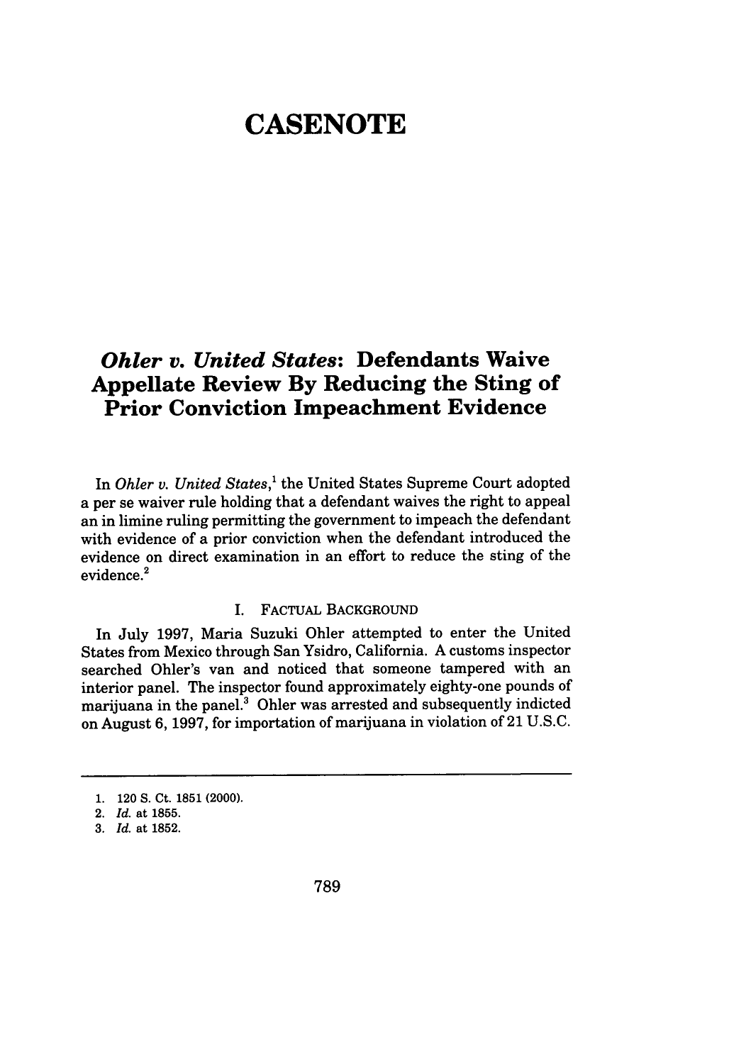# CASENOTE

## *Ohler v. United States*: Defendants Waive Appellate Review By Reducing the Sting of Prior Conviction Impeachment Evidence

In *Ohler v. United States*,[1] the United States Supreme Court adopted a per se waiver rule holding that a defendant waives the right to appeal an in limine ruling permitting the government to impeach the defendant with evidence of a prior conviction when the defendant introduced the evidence on direct examination in an effort to reduce the sting of the evidence.[2]

### I. FACTUAL BACKGROUND

In July 1997, Maria Suzuki Ohler attempted to enter the United States from Mexico through San Ysidro, California. A customs inspector searched Ohler's van and noticed that someone tampered with an interior panel. The inspector found approximately eighty-one pounds of marijuana in the panel.[3] Ohler was arrested and subsequently indicted on August 6, 1997, for importation of marijuana in violation of 21 U.S.C.

---

1. 120 S. Ct. 1851 (2000).
2. *Id.* at 1855.
3. *Id.* at 1852.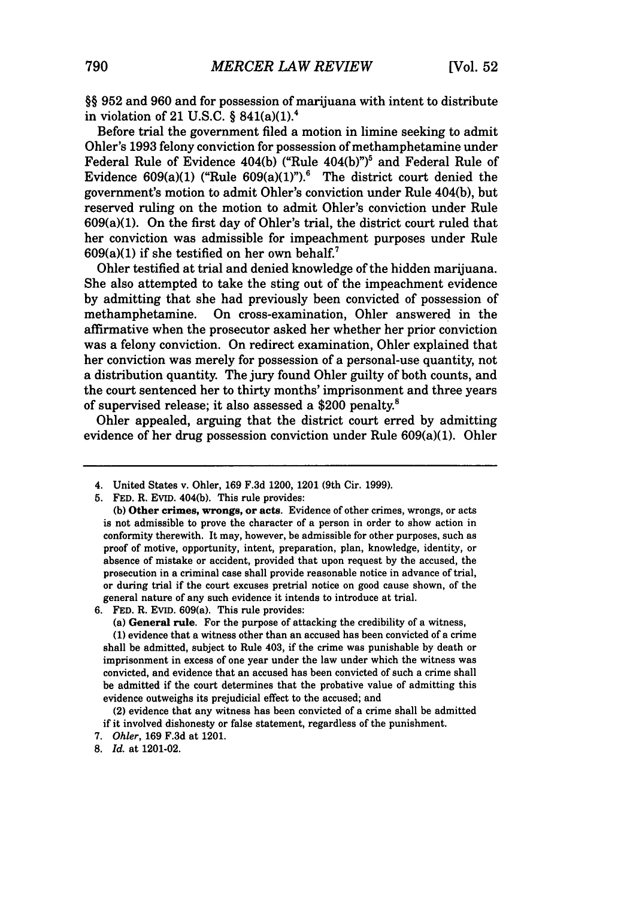§§ 952 and 960 and for possession of marijuana with intent to distribute in violation of 21 U.S.C. § 841(a)(1).[4]

Before trial the government filed a motion in limine seeking to admit Ohler's 1993 felony conviction for possession of methamphetamine under Federal Rule of Evidence 404(b) ("Rule 404(b)")[5] and Federal Rule of Evidence 609(a)(1) ("Rule 609(a)(1)").[6] The district court denied the government's motion to admit Ohler's conviction under Rule 404(b), but reserved ruling on the motion to admit Ohler's conviction under Rule 609(a)(1). On the first day of Ohler's trial, the district court ruled that her conviction was admissible for impeachment purposes under Rule 609(a)(1) if she testified on her own behalf.[7]

Ohler testified at trial and denied knowledge of the hidden marijuana. She also attempted to take the sting out of the impeachment evidence by admitting that she had previously been convicted of possession of methamphetamine. On cross-examination, Ohler answered in the affirmative when the prosecutor asked her whether her prior conviction was a felony conviction. On redirect examination, Ohler explained that her conviction was merely for possession of a personal-use quantity, not a distribution quantity. The jury found Ohler guilty of both counts, and the court sentenced her to thirty months' imprisonment and three years of supervised release; it also assessed a $200 penalty.[8]

Ohler appealed, arguing that the district court erred by admitting evidence of her drug possession conviction under Rule 609(a)(1). Ohler

---

4. United States v. Ohler, 169 F.3d 1200, 1201 (9th Cir. 1999).

5. FED. R. EVID. 404(b). This rule provides:

(b) **Other crimes, wrongs, or acts**. Evidence of other crimes, wrongs, or acts is not admissible to prove the character of a person in order to show action in conformity therewith. It may, however, be admissible for other purposes, such as proof of motive, opportunity, intent, preparation, plan, knowledge, identity, or absence of mistake or accident, provided that upon request by the accused, the prosecution in a criminal case shall provide reasonable notice in advance of trial, or during trial if the court excuses pretrial notice on good cause shown, of the general nature of any such evidence it intends to introduce at trial.

6. FED. R. EVID. 609(a). This rule provides:

(a) **General rule**. For the purpose of attacking the credibility of a witness,

(1) evidence that a witness other than an accused has been convicted of a crime shall be admitted, subject to Rule 403, if the crime was punishable by death or imprisonment in excess of one year under the law under which the witness was convicted, and evidence that an accused has been convicted of such a crime shall be admitted if the court determines that the probative value of admitting this evidence outweighs its prejudicial effect to the accused; and

(2) evidence that any witness has been convicted of a crime shall be admitted if it involved dishonesty or false statement, regardless of the punishment.

7. *Ohler*, 169 F.3d at 1201.

8. *Id.* at 1201-02.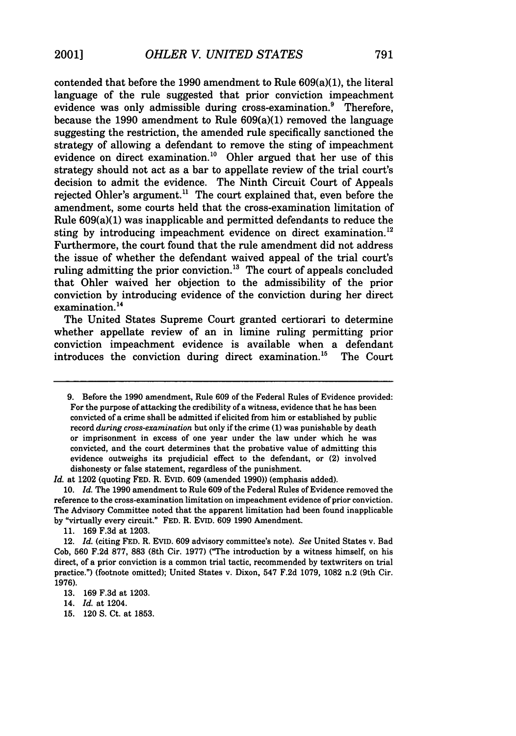contended that before the 1990 amendment to Rule 609(a)(1), the literal language of the rule suggested that prior conviction impeachment evidence was only admissible during cross-examination.[9] Therefore, because the 1990 amendment to Rule 609(a)(1) removed the language suggesting the restriction, the amended rule specifically sanctioned the strategy of allowing a defendant to remove the sting of impeachment evidence on direct examination.[10] Ohler argued that her use of this strategy should not act as a bar to appellate review of the trial court's decision to admit the evidence. The Ninth Circuit Court of Appeals rejected Ohler's argument.[11] The court explained that, even before the amendment, some courts held that the cross-examination limitation of Rule 609(a)(1) was inapplicable and permitted defendants to reduce the sting by introducing impeachment evidence on direct examination.[12] Furthermore, the court found that the rule amendment did not address the issue of whether the defendant waived appeal of the trial court's ruling admitting the prior conviction.[13] The court of appeals concluded that Ohler waived her objection to the admissibility of the prior conviction by introducing evidence of the conviction during her direct examination.[14]

The United States Supreme Court granted certiorari to determine whether appellate review of an in limine ruling permitting prior conviction impeachment evidence is available when a defendant introduces the conviction during direct examination.[15] The Court

---

9. Before the 1990 amendment, Rule 609 of the Federal Rules of Evidence provided:
For the purpose of attacking the credibility of a witness, evidence that he has been convicted of a crime shall be admitted if elicited from him or established by public record *during cross-examination* but only if the crime (1) was punishable by death or imprisonment in excess of one year under the law under which he was convicted, and the court determines that the probative value of admitting this evidence outweighs its prejudicial effect to the defendant, or (2) involved dishonesty or false statement, regardless of the punishment.

*Id.* at 1202 (quoting FED. R. EVID. 609 (amended 1990)) (emphasis added).

10. *Id.* The 1990 amendment to Rule 609 of the Federal Rules of Evidence removed the reference to the cross-examination limitation on impeachment evidence of prior conviction. The Advisory Committee noted that the apparent limitation had been found inapplicable by "virtually every circuit." FED. R. EVID. 609 1990 Amendment.

11. 169 F.3d at 1203.

12. *Id.* (citing FED. R. EVID. 609 advisory committee's note). *See* United States v. Bad Cob, 560 F.2d 877, 883 (8th Cir. 1977) ("The introduction by a witness himself, on his direct, of a prior conviction is a common trial tactic, recommended by textwriters on trial practice.") (footnote omitted); United States v. Dixon, 547 F.2d 1079, 1082 n.2 (9th Cir. 1976).

13. 169 F.3d at 1203.

14. *Id.* at 1204.

15. 120 S. Ct. at 1853.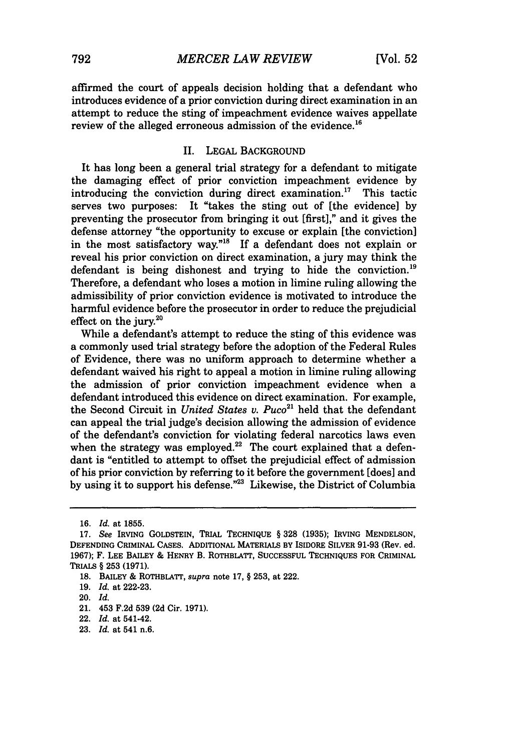affirmed the court of appeals decision holding that a defendant who introduces evidence of a prior conviction during direct examination in an attempt to reduce the sting of impeachment evidence waives appellate review of the alleged erroneous admission of the evidence.[16]

## II. LEGAL BACKGROUND

It has long been a general trial strategy for a defendant to mitigate the damaging effect of prior conviction impeachment evidence by introducing the conviction during direct examination.[17] This tactic serves two purposes: It "takes the sting out of [the evidence] by preventing the prosecutor from bringing it out [first]," and it gives the defense attorney "the opportunity to excuse or explain [the conviction] in the most satisfactory way."[18] If a defendant does not explain or reveal his prior conviction on direct examination, a jury may think the defendant is being dishonest and trying to hide the conviction.[19] Therefore, a defendant who loses a motion in limine ruling allowing the admissibility of prior conviction evidence is motivated to introduce the harmful evidence before the prosecutor in order to reduce the prejudicial effect on the jury.[20]

While a defendant's attempt to reduce the sting of this evidence was a commonly used trial strategy before the adoption of the Federal Rules of Evidence, there was no uniform approach to determine whether a defendant waived his right to appeal a motion in limine ruling allowing the admission of prior conviction impeachment evidence when a defendant introduced this evidence on direct examination. For example, the Second Circuit in *United States v. Puco*[21] held that the defendant can appeal the trial judge's decision allowing the admission of evidence of the defendant's conviction for violating federal narcotics laws even when the strategy was employed.[22] The court explained that a defendant is "entitled to attempt to offset the prejudicial effect of admission of his prior conviction by referring to it before the government [does] and by using it to support his defense."[23] Likewise, the District of Columbia

---

16. *Id.* at 1855.

17. *See* IRVING GOLDSTEIN, TRIAL TECHNIQUE § 328 (1935); IRVING MENDELSON, DEFENDING CRIMINAL CASES. ADDITIONAL MATERIALS BY ISIDORE SILVER 91-93 (Rev. ed. 1967); F. LEE BAILEY & HENRY B. ROTHBLATT, SUCCESSFUL TECHNIQUES FOR CRIMINAL TRIALS § 253 (1971).

18. BAILEY & ROTHBLATT, *supra* note 17, § 253, at 222.

19. *Id.* at 222-23.

20. *Id.*

21. 453 F.2d 539 (2d Cir. 1971).

22. *Id.* at 541-42.

23. *Id.* at 541 n.6.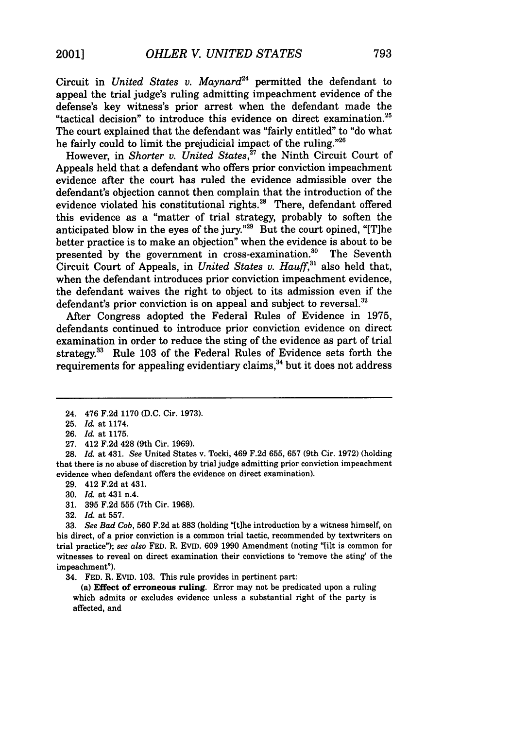Circuit in *United States v. Maynard*[24] permitted the defendant to appeal the trial judge's ruling admitting impeachment evidence of the defense's key witness's prior arrest when the defendant made the "tactical decision" to introduce this evidence on direct examination.[25] The court explained that the defendant was "fairly entitled" to "do what he fairly could to limit the prejudicial impact of the ruling."[26]

However, in *Shorter v. United States*,[27] the Ninth Circuit Court of Appeals held that a defendant who offers prior conviction impeachment evidence after the court has ruled the evidence admissible over the defendant's objection cannot then complain that the introduction of the evidence violated his constitutional rights.[28] There, defendant offered this evidence as a "matter of trial strategy, probably to soften the anticipated blow in the eyes of the jury."[29] But the court opined, "[T]he better practice is to make an objection" when the evidence is about to be presented by the government in cross-examination.[30] The Seventh Circuit Court of Appeals, in *United States v. Hauff*,[31] also held that, when the defendant introduces prior conviction impeachment evidence, the defendant waives the right to object to its admission even if the defendant's prior conviction is on appeal and subject to reversal.[32]

After Congress adopted the Federal Rules of Evidence in 1975, defendants continued to introduce prior conviction evidence on direct examination in order to reduce the sting of the evidence as part of trial strategy.[33] Rule 103 of the Federal Rules of Evidence sets forth the requirements for appealing evidentiary claims,[34] but it does not address

---

24. 476 F.2d 1170 (D.C. Cir. 1973).

25. *Id.* at 1174.

26. *Id.* at 1175.

27. 412 F.2d 428 (9th Cir. 1969).

28. *Id.* at 431. *See* United States v. Tocki, 469 F.2d 655, 657 (9th Cir. 1972) (holding that there is no abuse of discretion by trial judge admitting prior conviction impeachment evidence when defendant offers the evidence on direct examination).

29. 412 F.2d at 431.

30. *Id.* at 431 n.4.

31. 395 F.2d 555 (7th Cir. 1968).

32. *Id.* at 557.

33. *See Bad Cob*, 560 F.2d at 883 (holding "[t]he introduction by a witness himself, on his direct, of a prior conviction is a common trial tactic, recommended by textwriters on trial practice"); *see also* FED. R. EVID. 609 1990 Amendment (noting "[i]t is common for witnesses to reveal on direct examination their convictions to 'remove the sting' of the impeachment").

34. FED. R. EVID. 103. This rule provides in pertinent part:

(a) **Effect of erroneous ruling.** Error may not be predicated upon a ruling which admits or excludes evidence unless a substantial right of the party is affected, and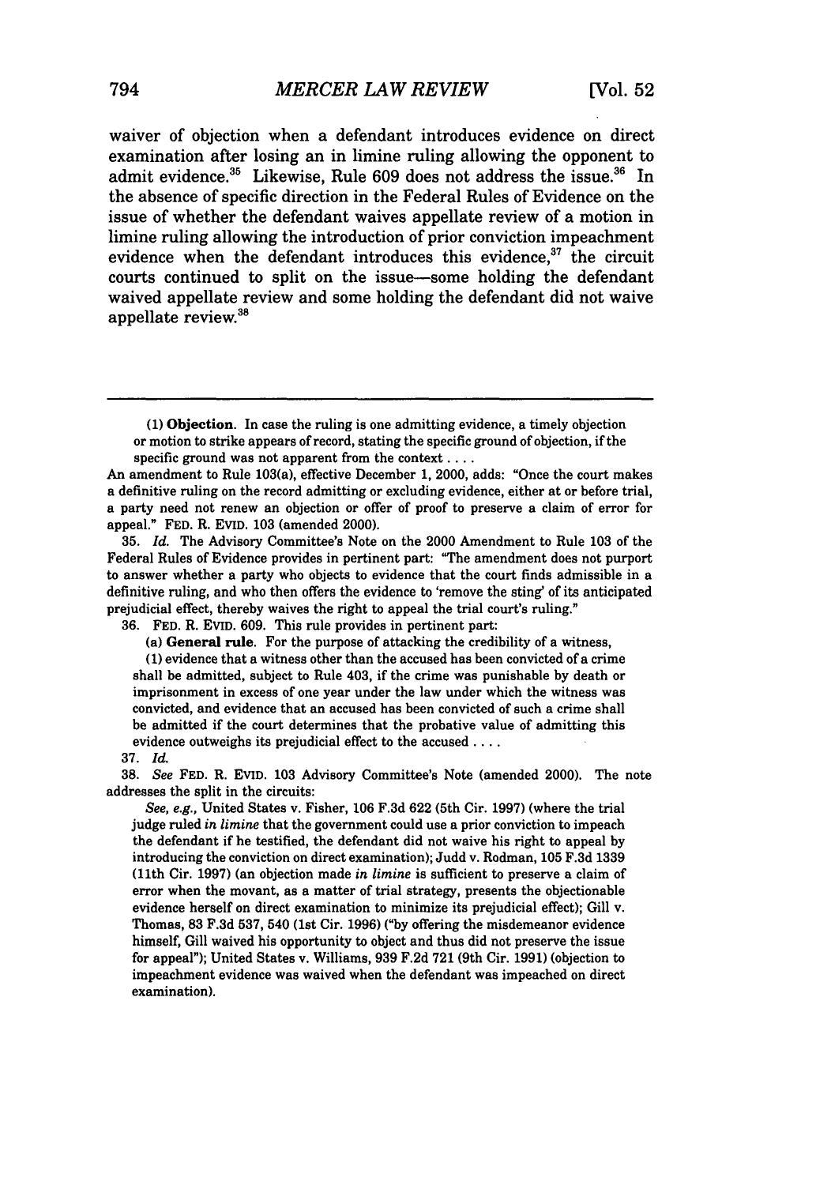waiver of objection when a defendant introduces evidence on direct examination after losing an in limine ruling allowing the opponent to admit evidence.[35] Likewise, Rule 609 does not address the issue.[36] In the absence of specific direction in the Federal Rules of Evidence on the issue of whether the defendant waives appellate review of a motion in limine ruling allowing the introduction of prior conviction impeachment evidence when the defendant introduces this evidence,[37] the circuit courts continued to split on the issue—some holding the defendant waived appellate review and some holding the defendant did not waive appellate review.[38]

---

(1) **Objection.** In case the ruling is one admitting evidence, a timely objection or motion to strike appears of record, stating the specific ground of objection, if the specific ground was not apparent from the context . . . .

An amendment to Rule 103(a), effective December 1, 2000, adds: "Once the court makes a definitive ruling on the record admitting or excluding evidence, either at or before trial, a party need not renew an objection or offer of proof to preserve a claim of error for appeal." FED. R. EVID. 103 (amended 2000).

35. *Id.* The Advisory Committee's Note on the 2000 Amendment to Rule 103 of the Federal Rules of Evidence provides in pertinent part: "The amendment does not purport to answer whether a party who objects to evidence that the court finds admissible in a definitive ruling, and who then offers the evidence to 'remove the sting' of its anticipated prejudicial effect, thereby waives the right to appeal the trial court's ruling."

36. FED. R. EVID. 609. This rule provides in pertinent part:

(a) **General rule.** For the purpose of attacking the credibility of a witness,

(1) evidence that a witness other than the accused has been convicted of a crime shall be admitted, subject to Rule 403, if the crime was punishable by death or imprisonment in excess of one year under the law under which the witness was convicted, and evidence that an accused has been convicted of such a crime shall be admitted if the court determines that the probative value of admitting this evidence outweighs its prejudicial effect to the accused . . . .

37. *Id.*

38. *See* FED. R. EVID. 103 Advisory Committee's Note (amended 2000). The note addresses the split in the circuits:

*See, e.g.,* United States v. Fisher, 106 F.3d 622 (5th Cir. 1997) (where the trial judge ruled *in limine* that the government could use a prior conviction to impeach the defendant if he testified, the defendant did not waive his right to appeal by introducing the conviction on direct examination); Judd v. Rodman, 105 F.3d 1339 (11th Cir. 1997) (an objection made *in limine* is sufficient to preserve a claim of error when the movant, as a matter of trial strategy, presents the objectionable evidence herself on direct examination to minimize its prejudicial effect); Gill v. Thomas, 83 F.3d 537, 540 (1st Cir. 1996) ("by offering the misdemeanor evidence himself, Gill waived his opportunity to object and thus did not preserve the issue for appeal"); United States v. Williams, 939 F.2d 721 (9th Cir. 1991) (objection to impeachment evidence was waived when the defendant was impeached on direct examination).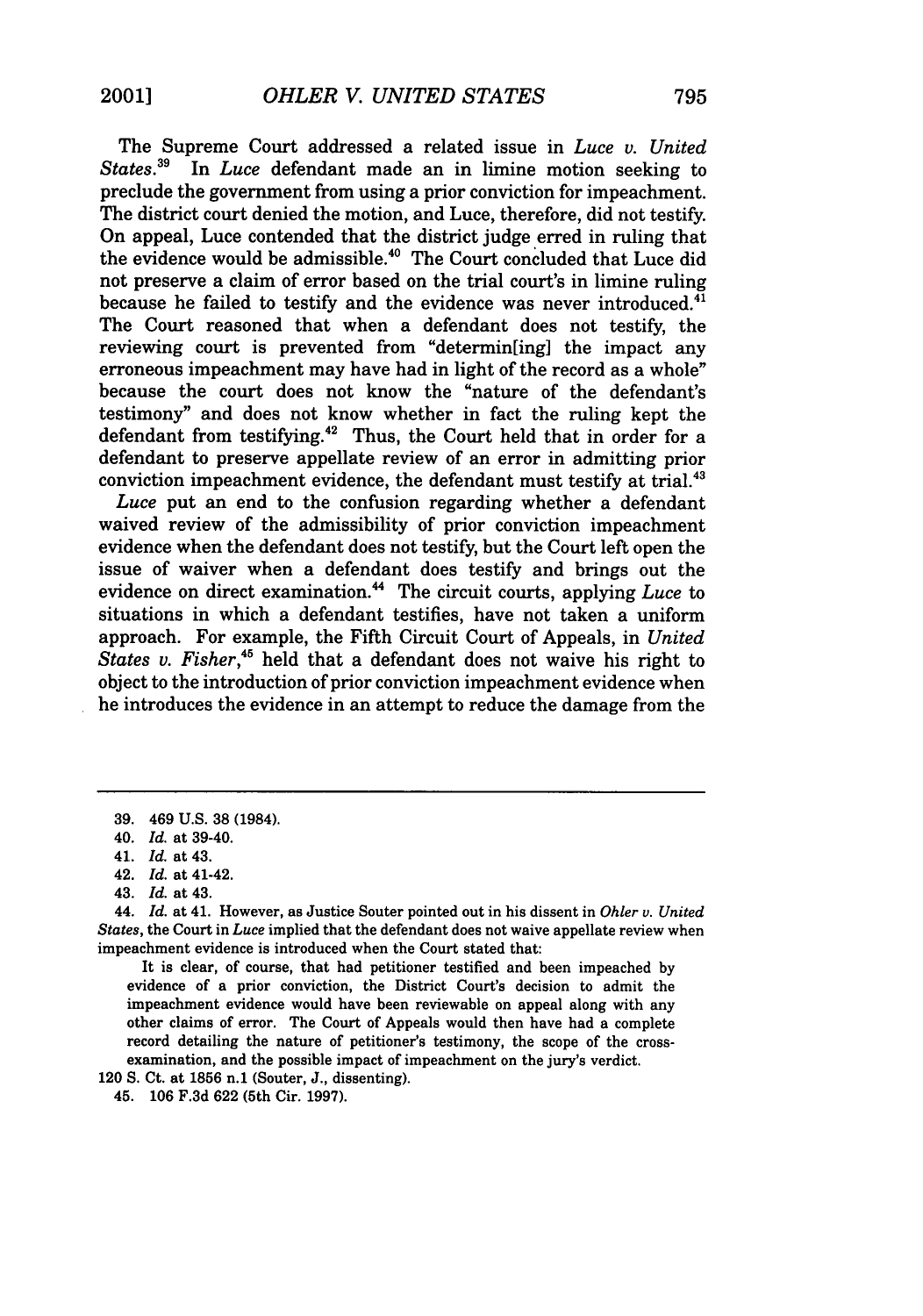The Supreme Court addressed a related issue in *Luce v. United States*.[39] In *Luce* defendant made an in limine motion seeking to preclude the government from using a prior conviction for impeachment. The district court denied the motion, and Luce, therefore, did not testify. On appeal, Luce contended that the district judge erred in ruling that the evidence would be admissible.[40] The Court concluded that Luce did not preserve a claim of error based on the trial court's in limine ruling because he failed to testify and the evidence was never introduced.[41] The Court reasoned that when a defendant does not testify, the reviewing court is prevented from "determin[ing] the impact any erroneous impeachment may have had in light of the record as a whole" because the court does not know the "nature of the defendant's testimony" and does not know whether in fact the ruling kept the defendant from testifying.[42] Thus, the Court held that in order for a defendant to preserve appellate review of an error in admitting prior conviction impeachment evidence, the defendant must testify at trial.[43]

*Luce* put an end to the confusion regarding whether a defendant waived review of the admissibility of prior conviction impeachment evidence when the defendant does not testify, but the Court left open the issue of waiver when a defendant does testify and brings out the evidence on direct examination.[44] The circuit courts, applying *Luce* to situations in which a defendant testifies, have not taken a uniform approach. For example, the Fifth Circuit Court of Appeals, in *United States v. Fisher*,[45] held that a defendant does not waive his right to object to the introduction of prior conviction impeachment evidence when he introduces the evidence in an attempt to reduce the damage from the

---

39. 469 U.S. 38 (1984).

40. *Id.* at 39-40.

41. *Id.* at 43.

42. *Id.* at 41-42.

43. *Id.* at 43.

44. *Id.* at 41. However, as Justice Souter pointed out in his dissent in *Ohler v. United States*, the Court in *Luce* implied that the defendant does not waive appellate review when impeachment evidence is introduced when the Court stated that:

> It is clear, of course, that had petitioner testified and been impeached by evidence of a prior conviction, the District Court's decision to admit the impeachment evidence would have been reviewable on appeal along with any other claims of error. The Court of Appeals would then have had a complete record detailing the nature of petitioner's testimony, the scope of the cross-examination, and the possible impact of impeachment on the jury's verdict.

120 S. Ct. at 1856 n.1 (Souter, J., dissenting).

45. 106 F.3d 622 (5th Cir. 1997).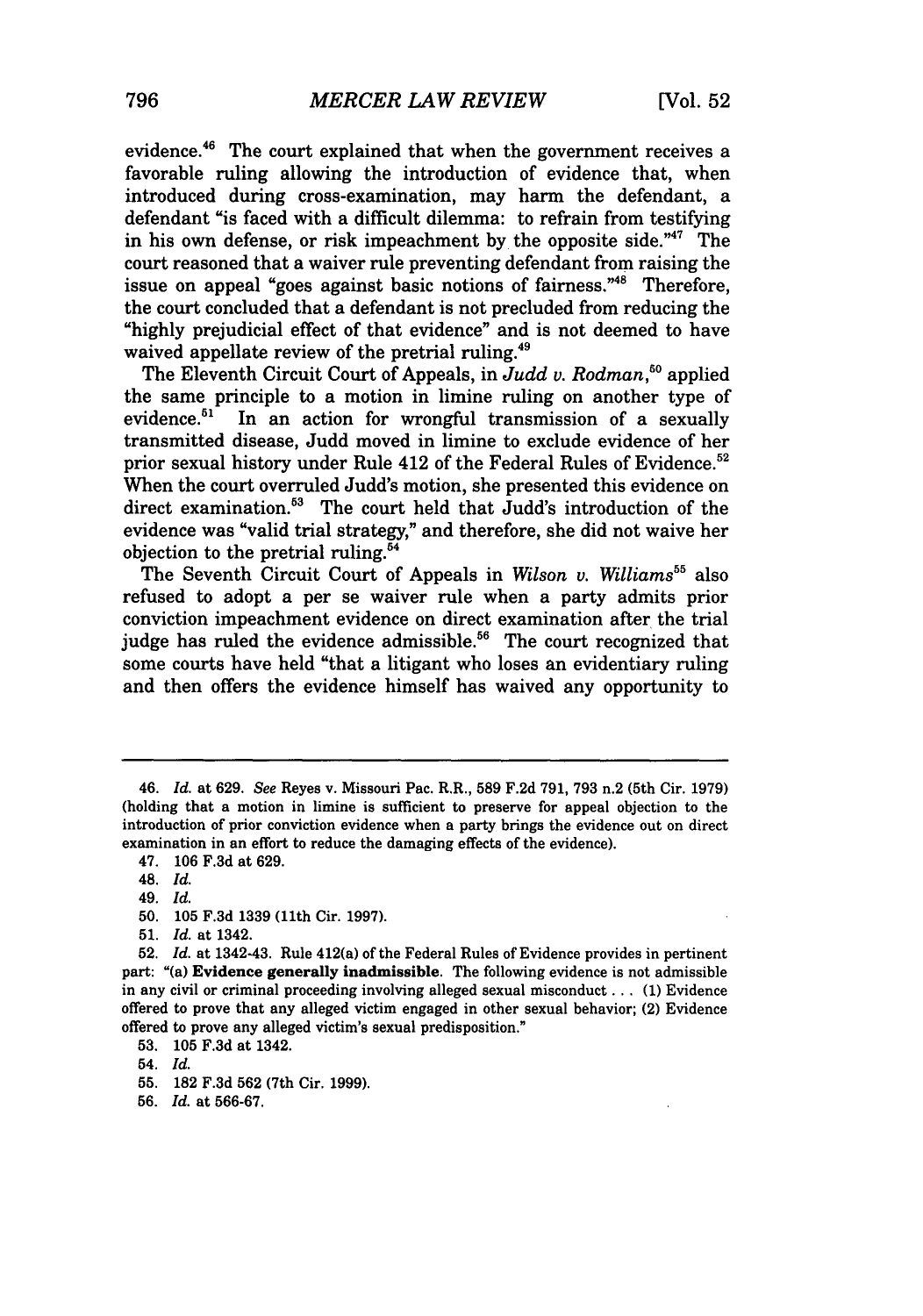evidence.[46] The court explained that when the government receives a favorable ruling allowing the introduction of evidence that, when introduced during cross-examination, may harm the defendant, a defendant "is faced with a difficult dilemma: to refrain from testifying in his own defense, or risk impeachment by the opposite side."[47] The court reasoned that a waiver rule preventing defendant from raising the issue on appeal "goes against basic notions of fairness."[48] Therefore, the court concluded that a defendant is not precluded from reducing the "highly prejudicial effect of that evidence" and is not deemed to have waived appellate review of the pretrial ruling.[49]

The Eleventh Circuit Court of Appeals, in *Judd v. Rodman*,[50] applied the same principle to a motion in limine ruling on another type of evidence.[51] In an action for wrongful transmission of a sexually transmitted disease, Judd moved in limine to exclude evidence of her prior sexual history under Rule 412 of the Federal Rules of Evidence.[52] When the court overruled Judd's motion, she presented this evidence on direct examination.[53] The court held that Judd's introduction of the evidence was "valid trial strategy," and therefore, she did not waive her objection to the pretrial ruling.[54]

The Seventh Circuit Court of Appeals in *Wilson v. Williams*[55] also refused to adopt a per se waiver rule when a party admits prior conviction impeachment evidence on direct examination after the trial judge has ruled the evidence admissible.[56] The court recognized that some courts have held "that a litigant who loses an evidentiary ruling and then offers the evidence himself has waived any opportunity to

---

46. *Id.* at 629. *See* Reyes v. Missouri Pac. R.R., 589 F.2d 791, 793 n.2 (5th Cir. 1979) (holding that a motion in limine is sufficient to preserve for appeal objection to the introduction of prior conviction evidence when a party brings the evidence out on direct examination in an effort to reduce the damaging effects of the evidence).

47. 106 F.3d at 629.

48. *Id.*

49. *Id.*

50. 105 F.3d 1339 (11th Cir. 1997).

51. *Id.* at 1342.

52. *Id.* at 1342-43. Rule 412(a) of the Federal Rules of Evidence provides in pertinent part: "(a) **Evidence generally inadmissible.** The following evidence is not admissible in any civil or criminal proceeding involving alleged sexual misconduct . . . (1) Evidence offered to prove that any alleged victim engaged in other sexual behavior; (2) Evidence offered to prove any alleged victim's sexual predisposition."

53. 105 F.3d at 1342.

54. *Id.*

55. 182 F.3d 562 (7th Cir. 1999).

56. *Id.* at 566-67.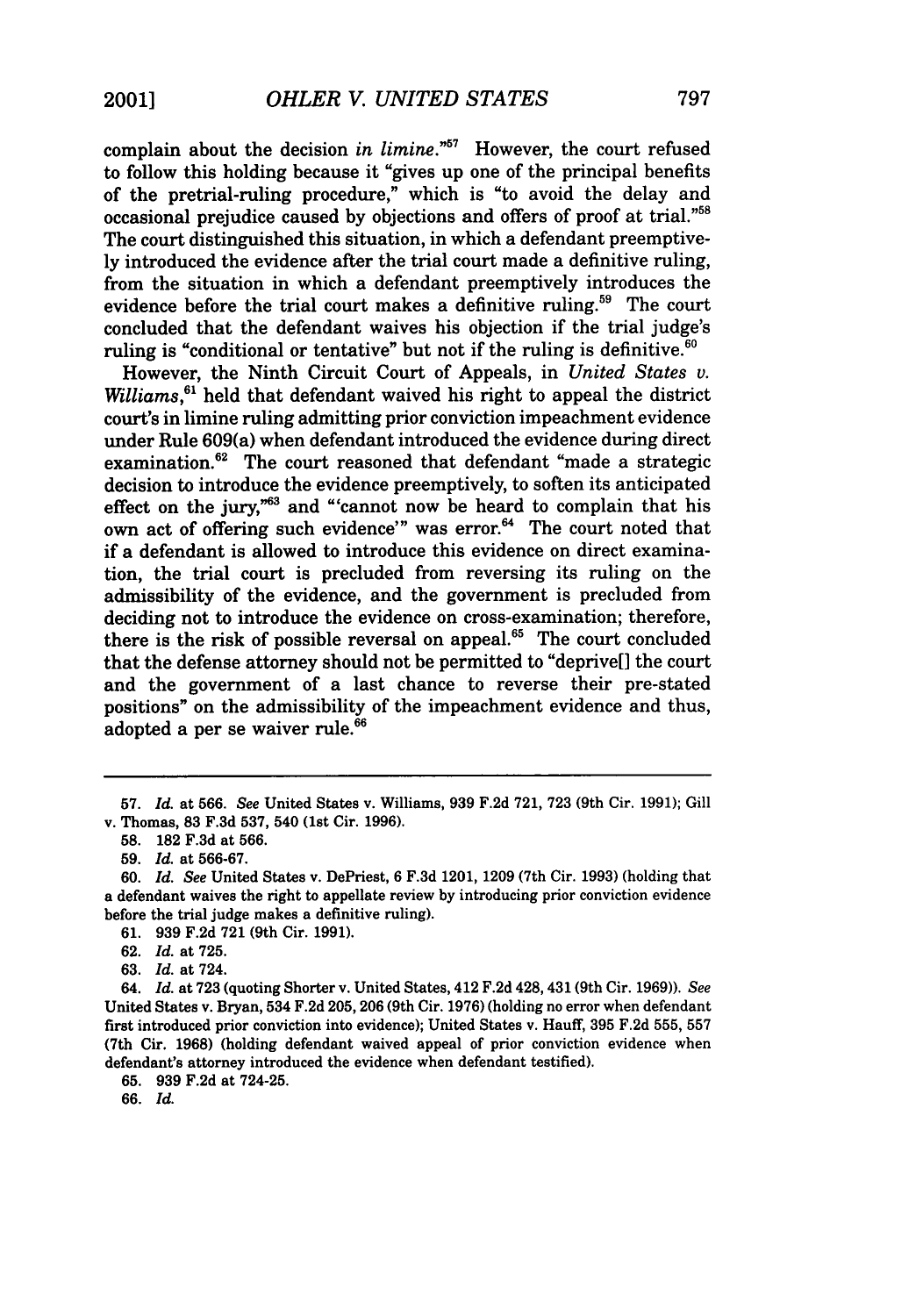complain about the decision *in limine*."[57] However, the court refused to follow this holding because it "gives up one of the principal benefits of the pretrial-ruling procedure," which is "to avoid the delay and occasional prejudice caused by objections and offers of proof at trial."[58] The court distinguished this situation, in which a defendant preemptively introduced the evidence after the trial court made a definitive ruling, from the situation in which a defendant preemptively introduces the evidence before the trial court makes a definitive ruling.[59] The court concluded that the defendant waives his objection if the trial judge's ruling is "conditional or tentative" but not if the ruling is definitive.[60]

However, the Ninth Circuit Court of Appeals, in *United States v. Williams*,[61] held that defendant waived his right to appeal the district court's in limine ruling admitting prior conviction impeachment evidence under Rule 609(a) when defendant introduced the evidence during direct examination.[62] The court reasoned that defendant "made a strategic decision to introduce the evidence preemptively, to soften its anticipated effect on the jury,"[63] and "'cannot now be heard to complain that his own act of offering such evidence'" was error.[64] The court noted that if a defendant is allowed to introduce this evidence on direct examination, the trial court is precluded from reversing its ruling on the admissibility of the evidence, and the government is precluded from deciding not to introduce the evidence on cross-examination; therefore, there is the risk of possible reversal on appeal.[65] The court concluded that the defense attorney should not be permitted to "deprive[] the court and the government of a last chance to reverse their pre-stated positions" on the admissibility of the impeachment evidence and thus, adopted a per se waiver rule.[66]

---

57. *Id.* at 566. *See* United States v. Williams, 939 F.2d 721, 723 (9th Cir. 1991); Gill v. Thomas, 83 F.3d 537, 540 (1st Cir. 1996).

58. 182 F.3d at 566.

59. *Id.* at 566-67.

60. *Id.* *See* United States v. DePriest, 6 F.3d 1201, 1209 (7th Cir. 1993) (holding that a defendant waives the right to appellate review by introducing prior conviction evidence before the trial judge makes a definitive ruling).

61. 939 F.2d 721 (9th Cir. 1991).

62. *Id.* at 725.

63. *Id.* at 724.

64. *Id.* at 723 (quoting Shorter v. United States, 412 F.2d 428, 431 (9th Cir. 1969)). *See* United States v. Bryan, 534 F.2d 205, 206 (9th Cir. 1976) (holding no error when defendant first introduced prior conviction into evidence); United States v. Hauff, 395 F.2d 555, 557 (7th Cir. 1968) (holding defendant waived appeal of prior conviction evidence when defendant's attorney introduced the evidence when defendant testified).

65. 939 F.2d at 724-25.

66. *Id.*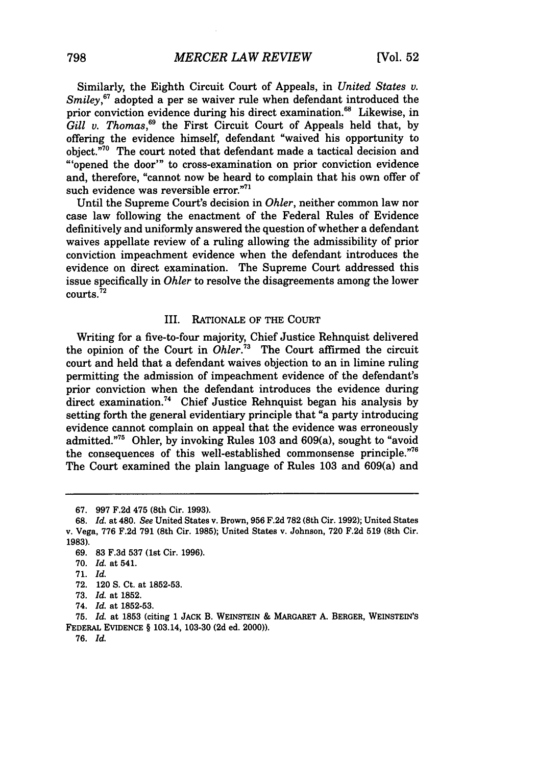Similarly, the Eighth Circuit Court of Appeals, in *United States v. Smiley*,[67] adopted a per se waiver rule when defendant introduced the prior conviction evidence during his direct examination.[68] Likewise, in *Gill v. Thomas*,[69] the First Circuit Court of Appeals held that, by offering the evidence himself, defendant "waived his opportunity to object."[70] The court noted that defendant made a tactical decision and "'opened the door'" to cross-examination on prior conviction evidence and, therefore, "cannot now be heard to complain that his own offer of such evidence was reversible error."[71]

Until the Supreme Court's decision in *Ohler*, neither common law nor case law following the enactment of the Federal Rules of Evidence definitively and uniformly answered the question of whether a defendant waives appellate review of a ruling allowing the admissibility of prior conviction impeachment evidence when the defendant introduces the evidence on direct examination. The Supreme Court addressed this issue specifically in *Ohler* to resolve the disagreements among the lower courts.[72]

## III. RATIONALE OF THE COURT

Writing for a five-to-four majority, Chief Justice Rehnquist delivered the opinion of the Court in *Ohler*.[73] The Court affirmed the circuit court and held that a defendant waives objection to an in limine ruling permitting the admission of impeachment evidence of the defendant's prior conviction when the defendant introduces the evidence during direct examination.[74] Chief Justice Rehnquist began his analysis by setting forth the general evidentiary principle that "a party introducing evidence cannot complain on appeal that the evidence was erroneously admitted."[75] Ohler, by invoking Rules 103 and 609(a), sought to "avoid the consequences of this well-established commonsense principle."[76] The Court examined the plain language of Rules 103 and 609(a) and

---

67. 997 F.2d 475 (8th Cir. 1993).

68. *Id.* at 480. *See* United States v. Brown, 956 F.2d 782 (8th Cir. 1992); United States v. Vega, 776 F.2d 791 (8th Cir. 1985); United States v. Johnson, 720 F.2d 519 (8th Cir. 1983).

69. 83 F.3d 537 (1st Cir. 1996).

70. *Id.* at 541.

71. *Id.*

72. 120 S. Ct. at 1852-53.

73. *Id.* at 1852.

74. *Id.* at 1852-53.

75. *Id.* at 1853 (citing 1 JACK B. WEINSTEIN & MARGARET A. BERGER, WEINSTEIN'S FEDERAL EVIDENCE § 103.14, 103-30 (2d ed. 2000)).

76. *Id.*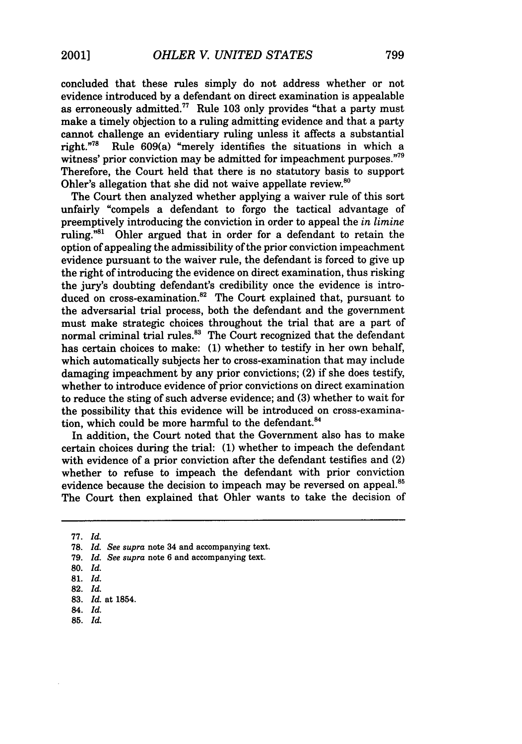concluded that these rules simply do not address whether or not evidence introduced by a defendant on direct examination is appealable as erroneously admitted.[77] Rule 103 only provides "that a party must make a timely objection to a ruling admitting evidence and that a party cannot challenge an evidentiary ruling unless it affects a substantial right."[78] Rule 609(a) "merely identifies the situations in which a witness' prior conviction may be admitted for impeachment purposes."[79] Therefore, the Court held that there is no statutory basis to support Ohler's allegation that she did not waive appellate review.[80]

The Court then analyzed whether applying a waiver rule of this sort unfairly "compels a defendant to forgo the tactical advantage of preemptively introducing the conviction in order to appeal the *in limine* ruling."[81] Ohler argued that in order for a defendant to retain the option of appealing the admissibility of the prior conviction impeachment evidence pursuant to the waiver rule, the defendant is forced to give up the right of introducing the evidence on direct examination, thus risking the jury's doubting defendant's credibility once the evidence is introduced on cross-examination.[82] The Court explained that, pursuant to the adversarial trial process, both the defendant and the government must make strategic choices throughout the trial that are a part of normal criminal trial rules.[83] The Court recognized that the defendant has certain choices to make: (1) whether to testify in her own behalf, which automatically subjects her to cross-examination that may include damaging impeachment by any prior convictions; (2) if she does testify, whether to introduce evidence of prior convictions on direct examination to reduce the sting of such adverse evidence; and (3) whether to wait for the possibility that this evidence will be introduced on cross-examination, which could be more harmful to the defendant.[84]

In addition, the Court noted that the Government also has to make certain choices during the trial: (1) whether to impeach the defendant with evidence of a prior conviction after the defendant testifies and (2) whether to refuse to impeach the defendant with prior conviction evidence because the decision to impeach may be reversed on appeal.[85] The Court then explained that Ohler wants to take the decision of

---

77. *Id.*
78. *Id.* *See supra* note 34 and accompanying text.
79. *Id.* *See supra* note 6 and accompanying text.
80. *Id.*
81. *Id.*
82. *Id.*
83. *Id.* at 1854.
84. *Id.*
85. *Id.*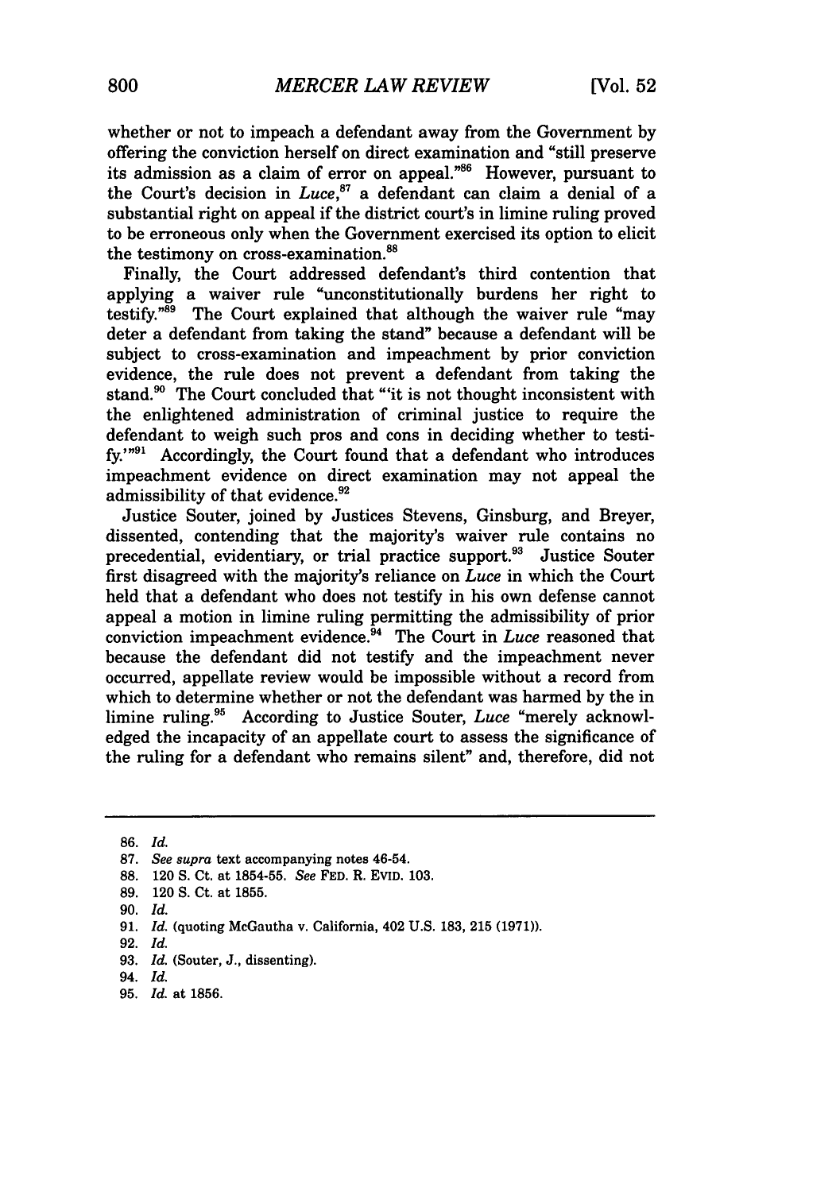whether or not to impeach a defendant away from the Government by offering the conviction herself on direct examination and "still preserve its admission as a claim of error on appeal."[86] However, pursuant to the Court's decision in *Luce*,[87] a defendant can claim a denial of a substantial right on appeal if the district court's in limine ruling proved to be erroneous only when the Government exercised its option to elicit the testimony on cross-examination.[88]

Finally, the Court addressed defendant's third contention that applying a waiver rule "unconstitutionally burdens her right to testify."[89] The Court explained that although the waiver rule "may deter a defendant from taking the stand" because a defendant will be subject to cross-examination and impeachment by prior conviction evidence, the rule does not prevent a defendant from taking the stand.[90] The Court concluded that "'it is not thought inconsistent with the enlightened administration of criminal justice to require the defendant to weigh such pros and cons in deciding whether to testify.'"[91] Accordingly, the Court found that a defendant who introduces impeachment evidence on direct examination may not appeal the admissibility of that evidence.[92]

Justice Souter, joined by Justices Stevens, Ginsburg, and Breyer, dissented, contending that the majority's waiver rule contains no precedential, evidentiary, or trial practice support.[93] Justice Souter first disagreed with the majority's reliance on *Luce* in which the Court held that a defendant who does not testify in his own defense cannot appeal a motion in limine ruling permitting the admissibility of prior conviction impeachment evidence.[94] The Court in *Luce* reasoned that because the defendant did not testify and the impeachment never occurred, appellate review would be impossible without a record from which to determine whether or not the defendant was harmed by the in limine ruling.[95] According to Justice Souter, *Luce* "merely acknowledged the incapacity of an appellate court to assess the significance of the ruling for a defendant who remains silent" and, therefore, did not

---

86. *Id.*
87. *See supra* text accompanying notes 46-54.
88. 120 S. Ct. at 1854-55. *See* FED. R. EVID. 103.
89. 120 S. Ct. at 1855.
90. *Id.*
91. *Id.* (quoting McGautha v. California, 402 U.S. 183, 215 (1971)).
92. *Id.*
93. *Id.* (Souter, J., dissenting).
94. *Id.*
95. *Id.* at 1856.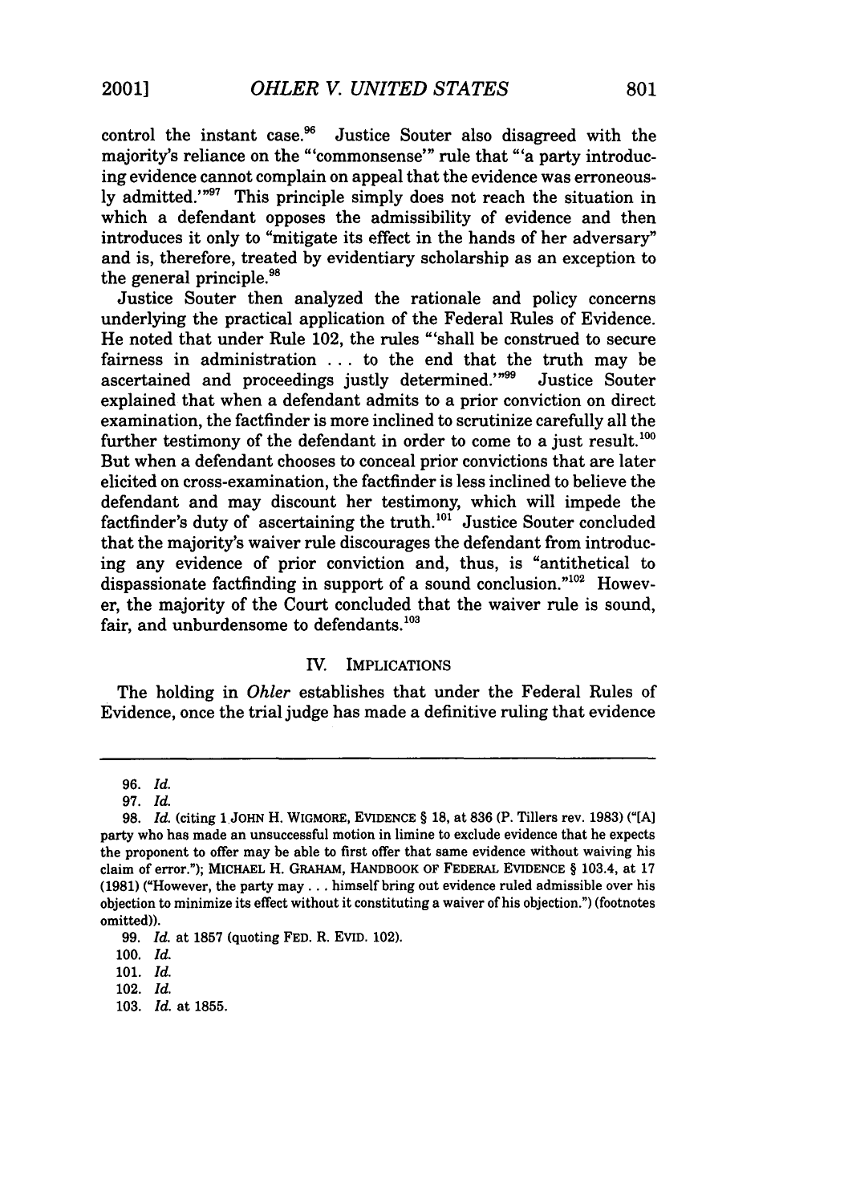control the instant case.[96] Justice Souter also disagreed with the majority's reliance on the "'commonsense'" rule that "'a party introducing evidence cannot complain on appeal that the evidence was erroneously admitted.'"[97] This principle simply does not reach the situation in which a defendant opposes the admissibility of evidence and then introduces it only to "mitigate its effect in the hands of her adversary" and is, therefore, treated by evidentiary scholarship as an exception to the general principle.[98]

Justice Souter then analyzed the rationale and policy concerns underlying the practical application of the Federal Rules of Evidence. He noted that under Rule 102, the rules "'shall be construed to secure fairness in administration . . . to the end that the truth may be ascertained and proceedings justly determined.'"[99] Justice Souter explained that when a defendant admits to a prior conviction on direct examination, the factfinder is more inclined to scrutinize carefully all the further testimony of the defendant in order to come to a just result.[100] But when a defendant chooses to conceal prior convictions that are later elicited on cross-examination, the factfinder is less inclined to believe the defendant and may discount her testimony, which will impede the factfinder's duty of ascertaining the truth.[101] Justice Souter concluded that the majority's waiver rule discourages the defendant from introducing any evidence of prior conviction and, thus, is "antithetical to dispassionate factfinding in support of a sound conclusion."[102] However, the majority of the Court concluded that the waiver rule is sound, fair, and unburdensome to defendants.[103]

## IV. IMPLICATIONS

The holding in *Ohler* establishes that under the Federal Rules of Evidence, once the trial judge has made a definitive ruling that evidence

---

96. *Id.*

97. *Id.*

98. *Id.* (citing 1 JOHN H. WIGMORE, EVIDENCE § 18, at 836 (P. Tillers rev. 1983) ("[A] party who has made an unsuccessful motion in limine to exclude evidence that he expects the proponent to offer may be able to first offer that same evidence without waiving his claim of error."); MICHAEL H. GRAHAM, HANDBOOK OF FEDERAL EVIDENCE § 103.4, at 17 (1981) ("However, the party may . . . himself bring out evidence ruled admissible over his objection to minimize its effect without it constituting a waiver of his objection.") (footnotes omitted)).

99. *Id.* at 1857 (quoting FED. R. EVID. 102).

100. *Id.*

101. *Id.*

102. *Id.*

103. *Id.* at 1855.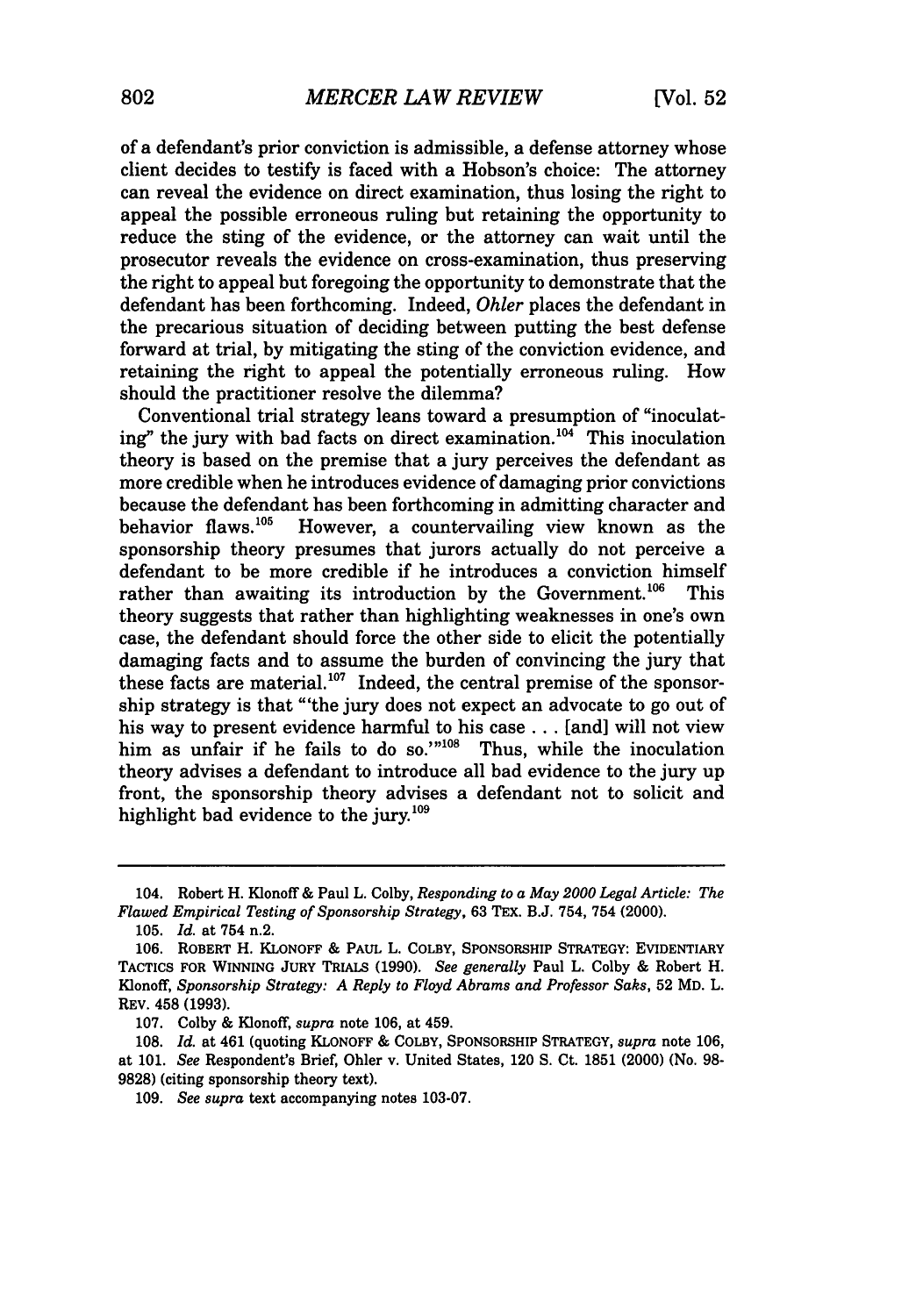of a defendant's prior conviction is admissible, a defense attorney whose client decides to testify is faced with a Hobson's choice: The attorney can reveal the evidence on direct examination, thus losing the right to appeal the possible erroneous ruling but retaining the opportunity to reduce the sting of the evidence, or the attorney can wait until the prosecutor reveals the evidence on cross-examination, thus preserving the right to appeal but foregoing the opportunity to demonstrate that the defendant has been forthcoming. Indeed, *Ohler* places the defendant in the precarious situation of deciding between putting the best defense forward at trial, by mitigating the sting of the conviction evidence, and retaining the right to appeal the potentially erroneous ruling. How should the practitioner resolve the dilemma?

Conventional trial strategy leans toward a presumption of "inoculating" the jury with bad facts on direct examination.[104] This inoculation theory is based on the premise that a jury perceives the defendant as more credible when he introduces evidence of damaging prior convictions because the defendant has been forthcoming in admitting character and behavior flaws.[105] However, a countervailing view known as the sponsorship theory presumes that jurors actually do not perceive a defendant to be more credible if he introduces a conviction himself rather than awaiting its introduction by the Government.[106] This theory suggests that rather than highlighting weaknesses in one's own case, the defendant should force the other side to elicit the potentially damaging facts and to assume the burden of convincing the jury that these facts are material.[107] Indeed, the central premise of the sponsorship strategy is that "'the jury does not expect an advocate to go out of his way to present evidence harmful to his case . . . [and] will not view him as unfair if he fails to do so.'"[108] Thus, while the inoculation theory advises a defendant to introduce all bad evidence to the jury up front, the sponsorship theory advises a defendant not to solicit and highlight bad evidence to the jury.[109]

---

104. Robert H. Klonoff & Paul L. Colby, *Responding to a May 2000 Legal Article: The Flawed Empirical Testing of Sponsorship Strategy*, 63 TEX. B.J. 754, 754 (2000).

105. *Id.* at 754 n.2.

106. ROBERT H. KLONOFF & PAUL L. COLBY, SPONSORSHIP STRATEGY: EVIDENTIARY TACTICS FOR WINNING JURY TRIALS (1990). *See generally* Paul L. Colby & Robert H. Klonoff, *Sponsorship Strategy: A Reply to Floyd Abrams and Professor Saks*, 52 MD. L. REV. 458 (1993).

107. Colby & Klonoff, *supra* note 106, at 459.

108. *Id.* at 461 (quoting KLONOFF & COLBY, SPONSORSHIP STRATEGY, *supra* note 106, at 101. *See* Respondent's Brief, Ohler v. United States, 120 S. Ct. 1851 (2000) (No. 98-9828) (citing sponsorship theory text).

109. *See supra* text accompanying notes 103-07.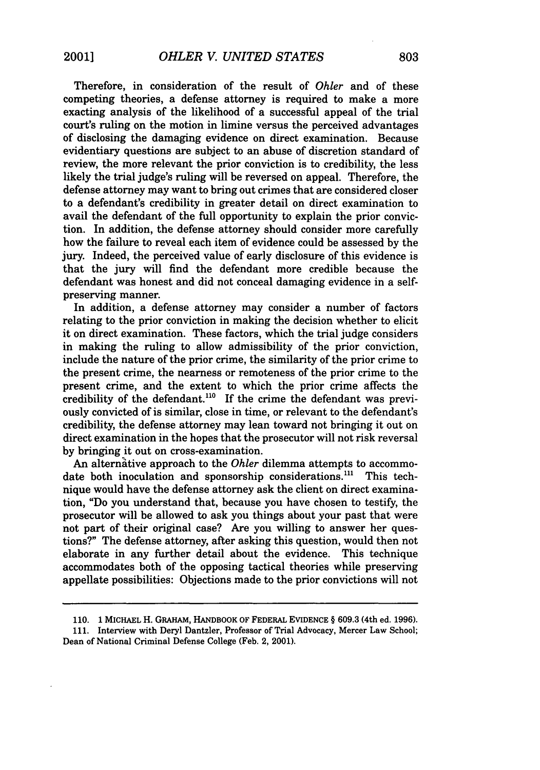Therefore, in consideration of the result of *Ohler* and of these competing theories, a defense attorney is required to make a more exacting analysis of the likelihood of a successful appeal of the trial court's ruling on the motion in limine versus the perceived advantages of disclosing the damaging evidence on direct examination. Because evidentiary questions are subject to an abuse of discretion standard of review, the more relevant the prior conviction is to credibility, the less likely the trial judge's ruling will be reversed on appeal. Therefore, the defense attorney may want to bring out crimes that are considered closer to a defendant's credibility in greater detail on direct examination to avail the defendant of the full opportunity to explain the prior conviction. In addition, the defense attorney should consider more carefully how the failure to reveal each item of evidence could be assessed by the jury. Indeed, the perceived value of early disclosure of this evidence is that the jury will find the defendant more credible because the defendant was honest and did not conceal damaging evidence in a self-preserving manner.

In addition, a defense attorney may consider a number of factors relating to the prior conviction in making the decision whether to elicit it on direct examination. These factors, which the trial judge considers in making the ruling to allow admissibility of the prior conviction, include the nature of the prior crime, the similarity of the prior crime to the present crime, the nearness or remoteness of the prior crime to the present crime, and the extent to which the prior crime affects the credibility of the defendant.[110] If the crime the defendant was previously convicted of is similar, close in time, or relevant to the defendant's credibility, the defense attorney may lean toward not bringing it out on direct examination in the hopes that the prosecutor will not risk reversal by bringing it out on cross-examination.

An alternative approach to the *Ohler* dilemma attempts to accommodate both inoculation and sponsorship considerations.[111] This technique would have the defense attorney ask the client on direct examination, "Do you understand that, because you have chosen to testify, the prosecutor will be allowed to ask you things about your past that were not part of their original case? Are you willing to answer her questions?" The defense attorney, after asking this question, would then not elaborate in any further detail about the evidence. This technique accommodates both of the opposing tactical theories while preserving appellate possibilities: Objections made to the prior convictions will not

---

110. 1 MICHAEL H. GRAHAM, HANDBOOK OF FEDERAL EVIDENCE § 609.3 (4th ed. 1996).

111. Interview with Deryl Dantzler, Professor of Trial Advocacy, Mercer Law School; Dean of National Criminal Defense College (Feb. 2, 2001).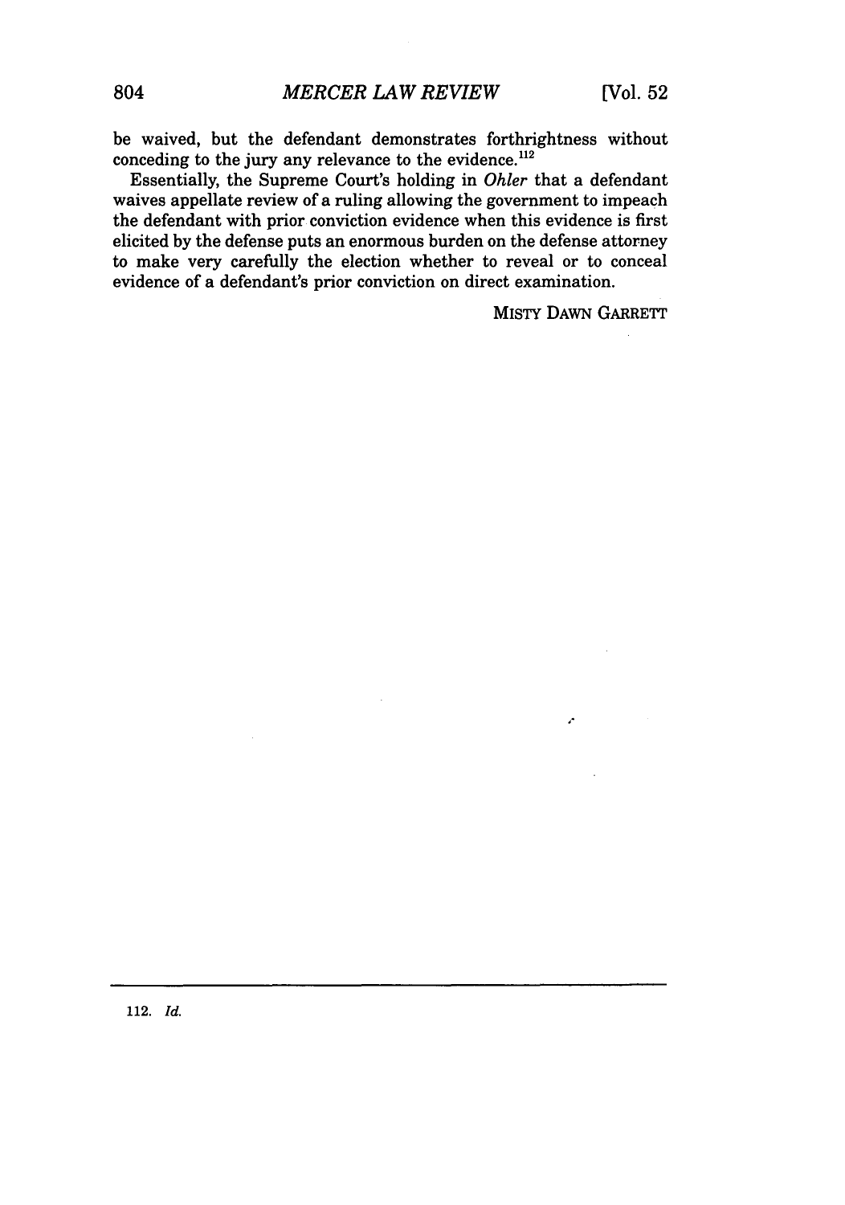be waived, but the defendant demonstrates forthrightness without conceding to the jury any relevance to the evidence.[112]

Essentially, the Supreme Court's holding in *Ohler* that a defendant waives appellate review of a ruling allowing the government to impeach the defendant with prior conviction evidence when this evidence is first elicited by the defense puts an enormous burden on the defense attorney to make very carefully the election whether to reveal or to conceal evidence of a defendant's prior conviction on direct examination.

MISTY DAWN GARRETT

112. *Id.*